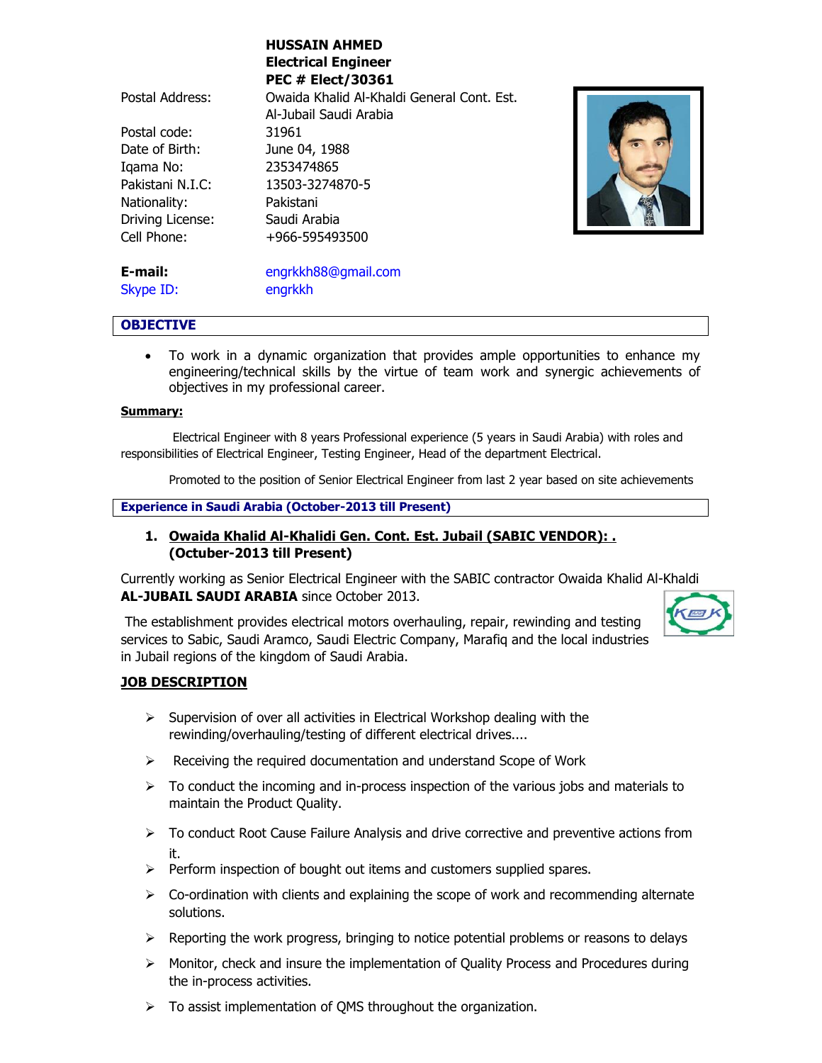**HUSSAIN AHMED**
**Electrical Engineer**
**PEC # Elect/30361**

| | |
|---|---|
| Postal Address: | Owaida Khalid Al-Khaldi General Cont. Est. Al-Jubail Saudi Arabia |
| Postal code: | 31961 |
| Date of Birth: | June 04, 1988 |
| Iqama No: | 2353474865 |
| Pakistani N.I.C: | 13503-3274870-5 |
| Nationality: | Pakistani |
| Driving License: | Saudi Arabia |
| Cell Phone: | +966-595493500 |
| **E-mail:** | engrkkh88@gmail.com |
| Skype ID: | engrkkh |

## OBJECTIVE

- To work in a dynamic organization that provides ample opportunities to enhance my engineering/technical skills by the virtue of team work and synergic achievements of objectives in my professional career.

**Summary:**

Electrical Engineer with 8 years Professional experience (5 years in Saudi Arabia) with roles and responsibilities of Electrical Engineer, Testing Engineer, Head of the department Electrical.

Promoted to the position of Senior Electrical Engineer from last 2 year based on site achievements

## Experience in Saudi Arabia (October-2013 till Present)

1. **Owaida Khalid Al-Khalidi Gen. Cont. Est. Jubail (SABIC VENDOR): . (Octuber-2013 till Present)**

Currently working as Senior Electrical Engineer with the SABIC contractor Owaida Khalid Al-Khaldi **AL-JUBAIL SAUDI ARABIA** since October 2013.

The establishment provides electrical motors overhauling, repair, rewinding and testing services to Sabic, Saudi Aramco, Saudi Electric Company, Marafiq and the local industries in Jubail regions of the kingdom of Saudi Arabia.

**JOB DESCRIPTION**

- Supervision of over all activities in Electrical Workshop dealing with the rewinding/overhauling/testing of different electrical drives....
- Receiving the required documentation and understand Scope of Work
- To conduct the incoming and in-process inspection of the various jobs and materials to maintain the Product Quality.
- To conduct Root Cause Failure Analysis and drive corrective and preventive actions from it.
- Perform inspection of bought out items and customers supplied spares.
- Co-ordination with clients and explaining the scope of work and recommending alternate solutions.
- Reporting the work progress, bringing to notice potential problems or reasons to delays
- Monitor, check and insure the implementation of Quality Process and Procedures during the in-process activities.
- To assist implementation of QMS throughout the organization.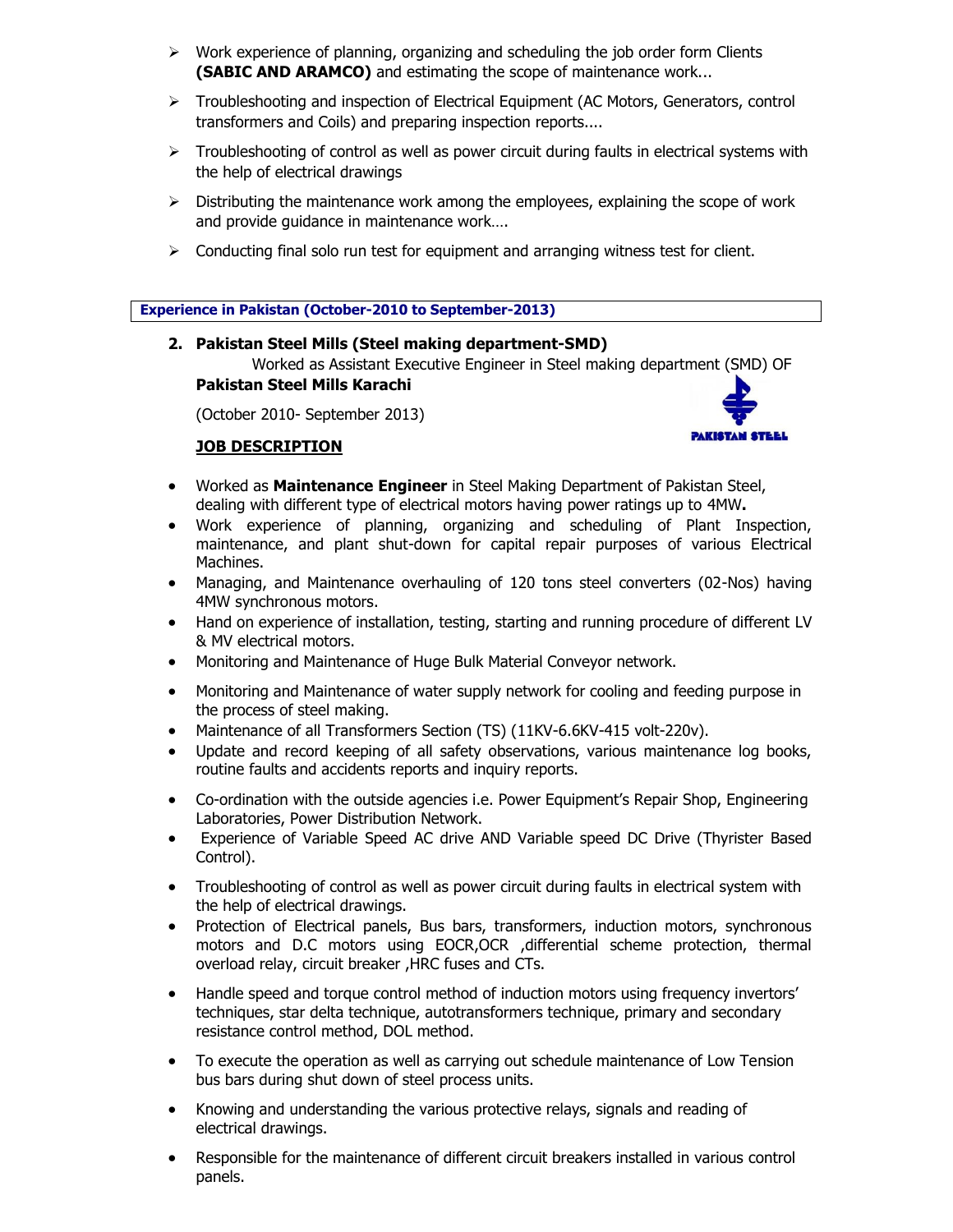- Work experience of planning, organizing and scheduling the job order form Clients **(SABIC AND ARAMCO)** and estimating the scope of maintenance work...
- Troubleshooting and inspection of Electrical Equipment (AC Motors, Generators, control transformers and Coils) and preparing inspection reports....
- Troubleshooting of control as well as power circuit during faults in electrical systems with the help of electrical drawings
- Distributing the maintenance work among the employees, explaining the scope of work and provide guidance in maintenance work….
- Conducting final solo run test for equipment and arranging witness test for client.

**Experience in Pakistan (October-2010 to September-2013)**

**2. Pakistan Steel Mills (Steel making department-SMD)**

Worked as Assistant Executive Engineer in Steel making department (SMD) OF **Pakistan Steel Mills Karachi**

(October 2010- September 2013)

**JOB DESCRIPTION**

- Worked as **Maintenance Engineer** in Steel Making Department of Pakistan Steel, dealing with different type of electrical motors having power ratings up to 4MW**.**
- Work experience of planning, organizing and scheduling of Plant Inspection, maintenance, and plant shut-down for capital repair purposes of various Electrical Machines.
- Managing, and Maintenance overhauling of 120 tons steel converters (02-Nos) having 4MW synchronous motors.
- Hand on experience of installation, testing, starting and running procedure of different LV & MV electrical motors.
- Monitoring and Maintenance of Huge Bulk Material Conveyor network.
- Monitoring and Maintenance of water supply network for cooling and feeding purpose in the process of steel making.
- Maintenance of all Transformers Section (TS) (11KV-6.6KV-415 volt-220v).
- Update and record keeping of all safety observations, various maintenance log books, routine faults and accidents reports and inquiry reports.
- Co-ordination with the outside agencies i.e. Power Equipment's Repair Shop, Engineering Laboratories, Power Distribution Network.
- Experience of Variable Speed AC drive AND Variable speed DC Drive (Thyrister Based Control).
- Troubleshooting of control as well as power circuit during faults in electrical system with the help of electrical drawings.
- Protection of Electrical panels, Bus bars, transformers, induction motors, synchronous motors and D.C motors using EOCR,OCR ,differential scheme protection, thermal overload relay, circuit breaker ,HRC fuses and CTs.
- Handle speed and torque control method of induction motors using frequency invertors' techniques, star delta technique, autotransformers technique, primary and secondary resistance control method, DOL method.
- To execute the operation as well as carrying out schedule maintenance of Low Tension bus bars during shut down of steel process units.
- Knowing and understanding the various protective relays, signals and reading of electrical drawings.
- Responsible for the maintenance of different circuit breakers installed in various control panels.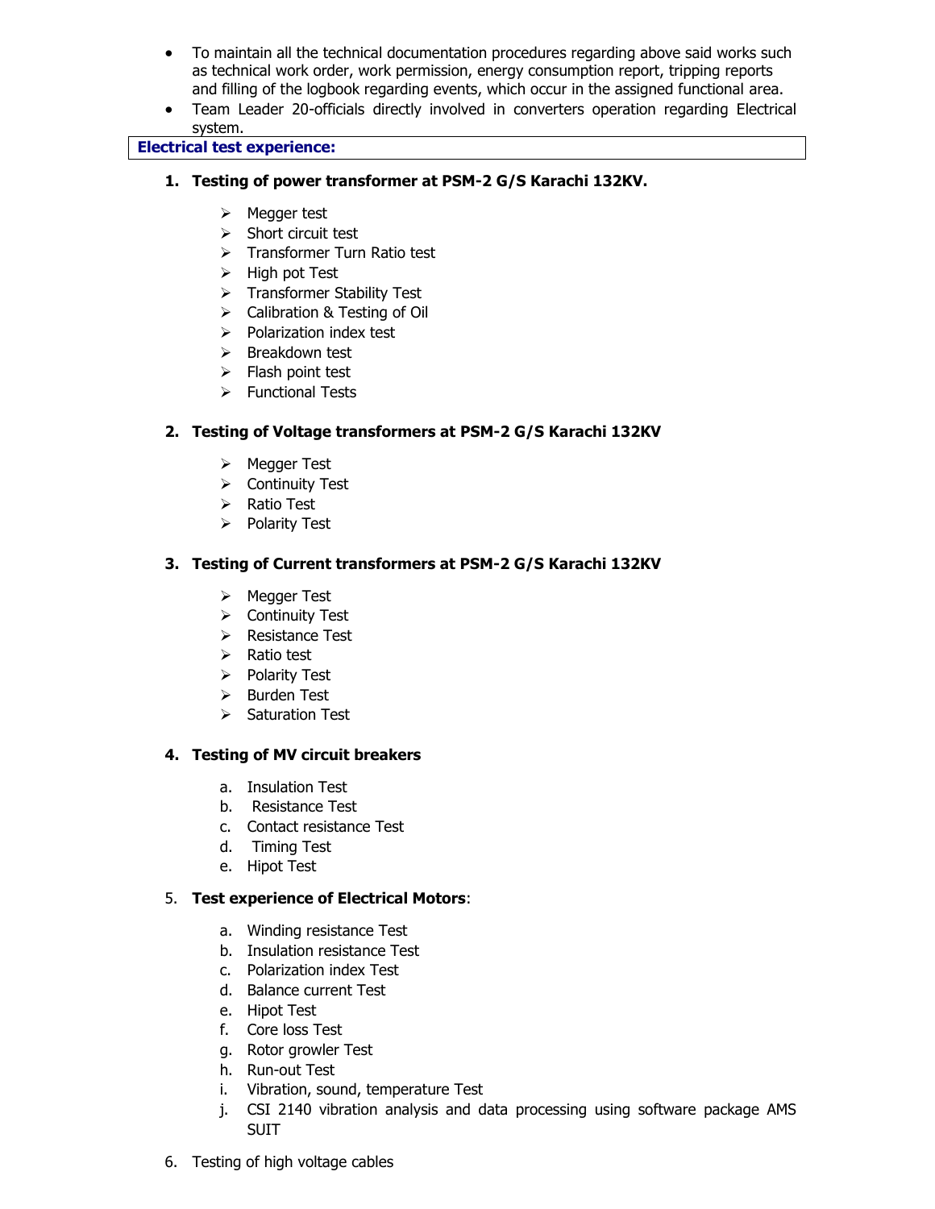- To maintain all the technical documentation procedures regarding above said works such as technical work order, work permission, energy consumption report, tripping reports and filling of the logbook regarding events, which occur in the assigned functional area.
- Team Leader 20-officials directly involved in converters operation regarding Electrical system.

## Electrical test experience:

1. **Testing of power transformer at PSM-2 G/S Karachi 132KV.**

    - Megger test
    - Short circuit test
    - Transformer Turn Ratio test
    - High pot Test
    - Transformer Stability Test
    - Calibration & Testing of Oil
    - Polarization index test
    - Breakdown test
    - Flash point test
    - Functional Tests

2. **Testing of Voltage transformers at PSM-2 G/S Karachi 132KV**

    - Megger Test
    - Continuity Test
    - Ratio Test
    - Polarity Test

3. **Testing of Current transformers at PSM-2 G/S Karachi 132KV**

    - Megger Test
    - Continuity Test
    - Resistance Test
    - Ratio test
    - Polarity Test
    - Burden Test
    - Saturation Test

4. **Testing of MV circuit breakers**

    a. Insulation Test
    b. Resistance Test
    c. Contact resistance Test
    d. Timing Test
    e. Hipot Test

5. **Test experience of Electrical Motors**:

    a. Winding resistance Test
    b. Insulation resistance Test
    c. Polarization index Test
    d. Balance current Test
    e. Hipot Test
    f. Core loss Test
    g. Rotor growler Test
    h. Run-out Test
    i. Vibration, sound, temperature Test
    j. CSI 2140 vibration analysis and data processing using software package AMS SUIT

6. Testing of high voltage cables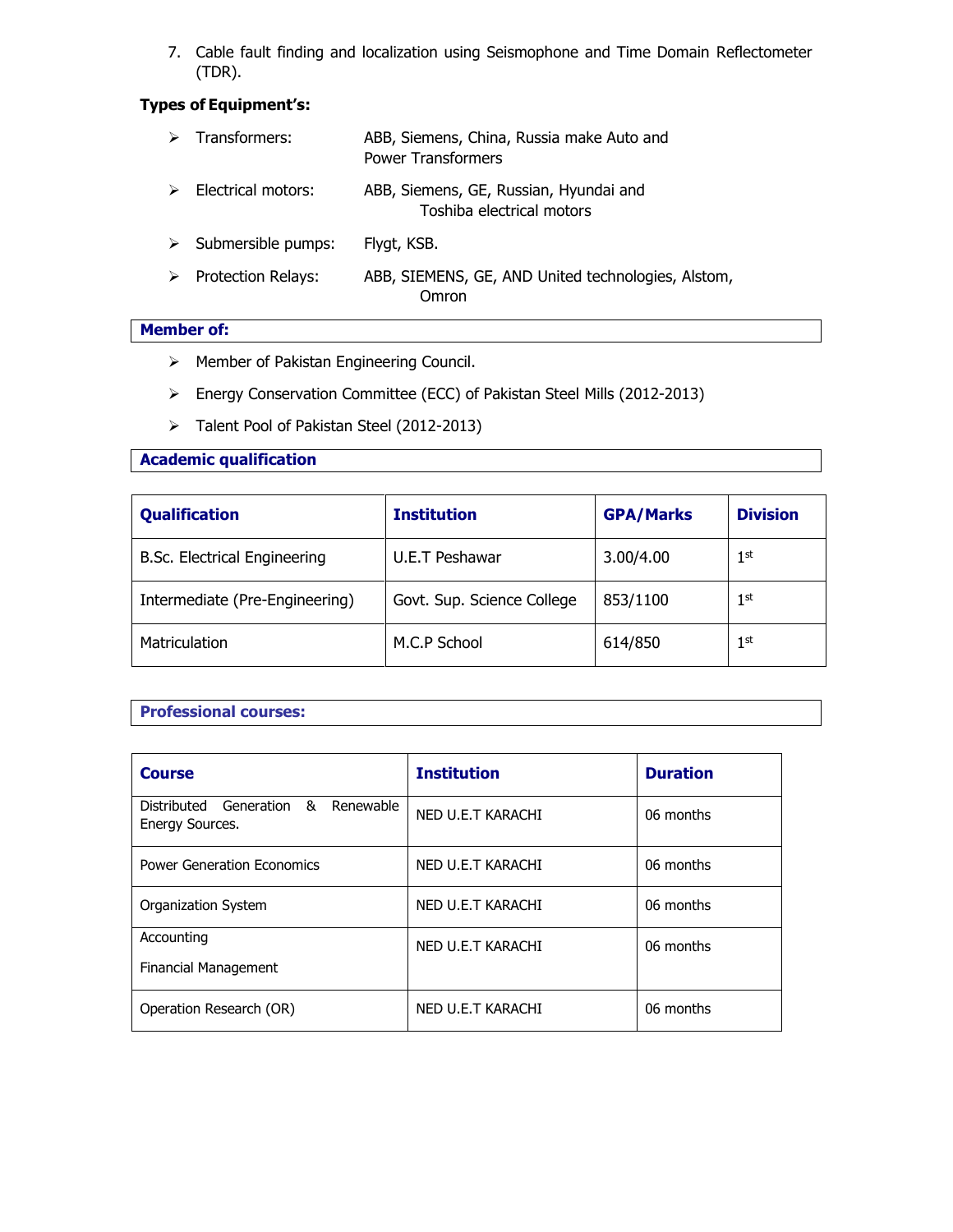7. Cable fault finding and localization using Seismophone and Time Domain Reflectometer (TDR).

**Types of Equipment's:**

- Transformers: ABB, Siemens, China, Russia make Auto and Power Transformers
- Electrical motors: ABB, Siemens, GE, Russian, Hyundai and Toshiba electrical motors
- Submersible pumps: Flygt, KSB.
- Protection Relays: ABB, SIEMENS, GE, AND United technologies, Alstom, Omron

## Member of:

- Member of Pakistan Engineering Council.
- Energy Conservation Committee (ECC) of Pakistan Steel Mills (2012-2013)
- Talent Pool of Pakistan Steel (2012-2013)

## Academic qualification

| Qualification | Institution | GPA/Marks | Division |
|---|---|---|---|
| B.Sc. Electrical Engineering | U.E.T Peshawar | 3.00/4.00 | 1st |
| Intermediate (Pre-Engineering) | Govt. Sup. Science College | 853/1100 | 1st |
| Matriculation | M.C.P School | 614/850 | 1st |

## Professional courses:

| Course | Institution | Duration |
|---|---|---|
| Distributed Generation & Renewable Energy Sources. | NED U.E.T KARACHI | 06 months |
| Power Generation Economics | NED U.E.T KARACHI | 06 months |
| Organization System | NED U.E.T KARACHI | 06 months |
| Accounting<br>Financial Management | NED U.E.T KARACHI | 06 months |
| Operation Research (OR) | NED U.E.T KARACHI | 06 months |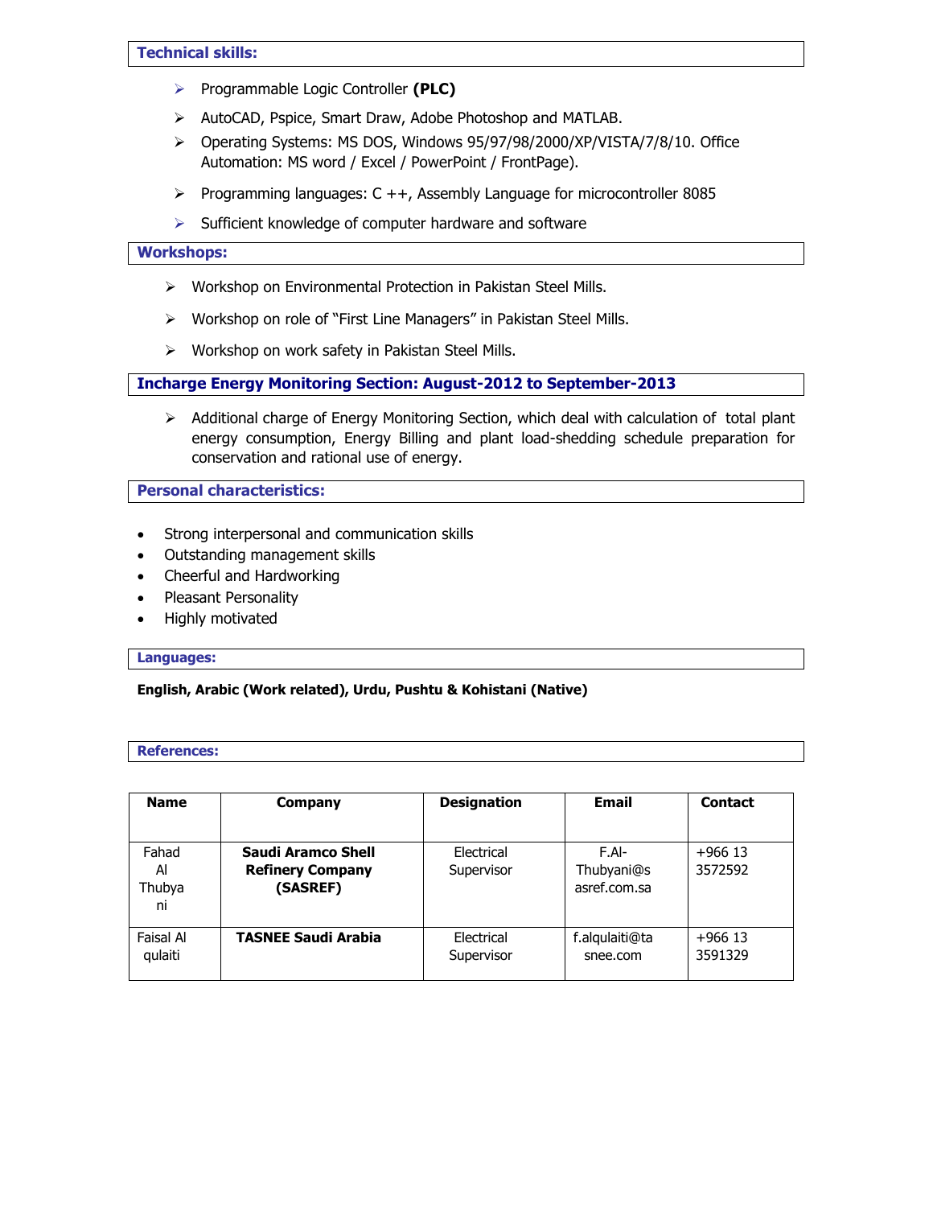## Technical skills:

- Programmable Logic Controller **(PLC)**
- AutoCAD, Pspice, Smart Draw, Adobe Photoshop and MATLAB.
- Operating Systems: MS DOS, Windows 95/97/98/2000/XP/VISTA/7/8/10. Office Automation: MS word / Excel / PowerPoint / FrontPage).
- Programming languages: C ++, Assembly Language for microcontroller 8085
- Sufficient knowledge of computer hardware and software

## Workshops:

- Workshop on Environmental Protection in Pakistan Steel Mills.
- Workshop on role of "First Line Managers" in Pakistan Steel Mills.
- Workshop on work safety in Pakistan Steel Mills.

## Incharge Energy Monitoring Section: August-2012 to September-2013

- Additional charge of Energy Monitoring Section, which deal with calculation of total plant energy consumption, Energy Billing and plant load-shedding schedule preparation for conservation and rational use of energy.

## Personal characteristics:

- Strong interpersonal and communication skills
- Outstanding management skills
- Cheerful and Hardworking
- Pleasant Personality
- Highly motivated

## Languages:

**English, Arabic (Work related), Urdu, Pushtu & Kohistani (Native)**

## References:

| Name | Company | Designation | Email | Contact |
|---|---|---|---|---|
| Fahad Al Thubyani | **Saudi Aramco Shell Refinery Company (SASREF)** | Electrical Supervisor | F.Al-Thubyani@sasref.com.sa | +966 13 3572592 |
| Faisal Al qulaiti | **TASNEE Saudi Arabia** | Electrical Supervisor | f.alqulaiti@tasnee.com | +966 13 3591329 |